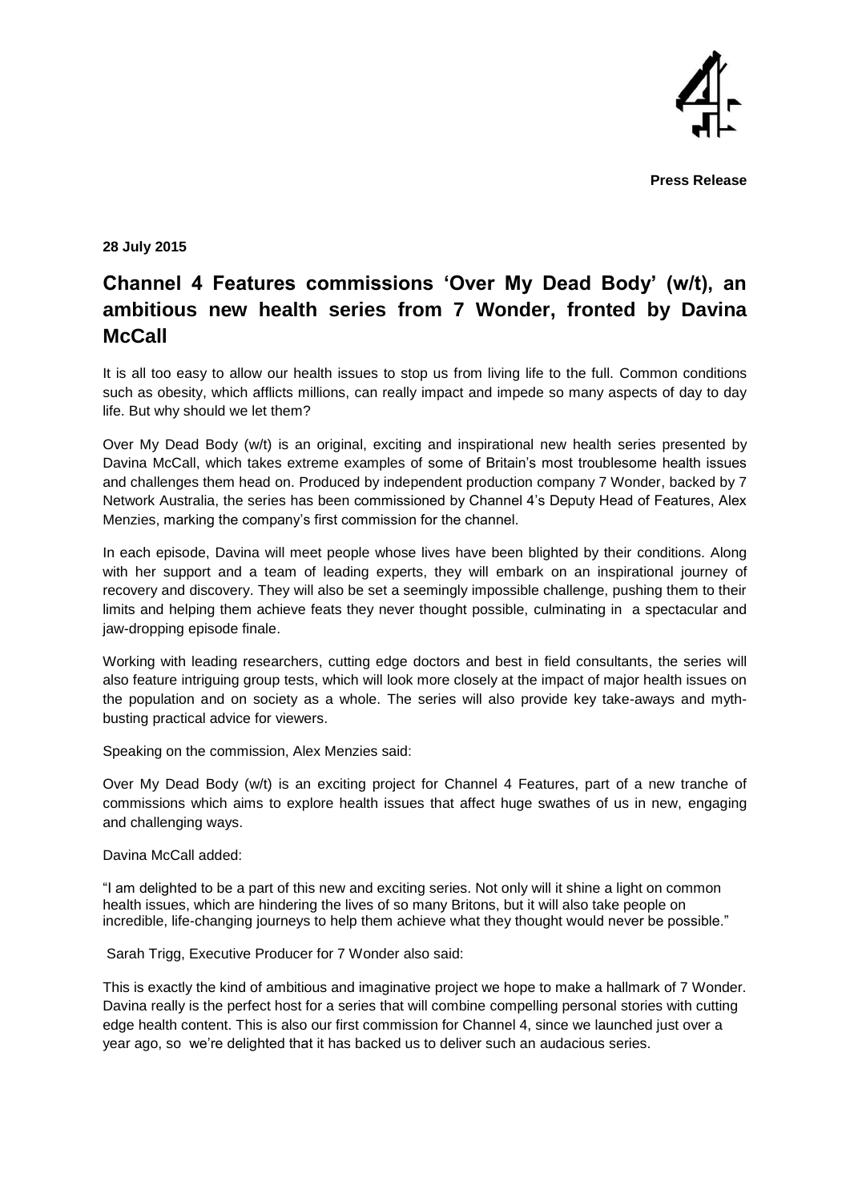**Press Release**

**28 July 2015**

# Channel 4 Features commissions 'Over My Dead Body' (w/t), an ambitious new health series from 7 Wonder, fronted by Davina McCall

It is all too easy to allow our health issues to stop us from living life to the full. Common conditions such as obesity, which afflicts millions, can really impact and impede so many aspects of day to day life. But why should we let them?

Over My Dead Body (w/t) is an original, exciting and inspirational new health series presented by Davina McCall, which takes extreme examples of some of Britain's most troublesome health issues and challenges them head on. Produced by independent production company 7 Wonder, backed by 7 Network Australia, the series has been commissioned by Channel 4's Deputy Head of Features, Alex Menzies, marking the company's first commission for the channel.

In each episode, Davina will meet people whose lives have been blighted by their conditions. Along with her support and a team of leading experts, they will embark on an inspirational journey of recovery and discovery. They will also be set a seemingly impossible challenge, pushing them to their limits and helping them achieve feats they never thought possible, culminating in a spectacular and jaw-dropping episode finale.

Working with leading researchers, cutting edge doctors and best in field consultants, the series will also feature intriguing group tests, which will look more closely at the impact of major health issues on the population and on society as a whole. The series will also provide key take-aways and myth-busting practical advice for viewers.

Speaking on the commission, Alex Menzies said:

Over My Dead Body (w/t) is an exciting project for Channel 4 Features, part of a new tranche of commissions which aims to explore health issues that affect huge swathes of us in new, engaging and challenging ways.

Davina McCall added:

"I am delighted to be a part of this new and exciting series. Not only will it shine a light on common health issues, which are hindering the lives of so many Britons, but it will also take people on incredible, life-changing journeys to help them achieve what they thought would never be possible."

Sarah Trigg, Executive Producer for 7 Wonder also said:

This is exactly the kind of ambitious and imaginative project we hope to make a hallmark of 7 Wonder. Davina really is the perfect host for a series that will combine compelling personal stories with cutting edge health content. This is also our first commission for Channel 4, since we launched just over a year ago, so we're delighted that it has backed us to deliver such an audacious series.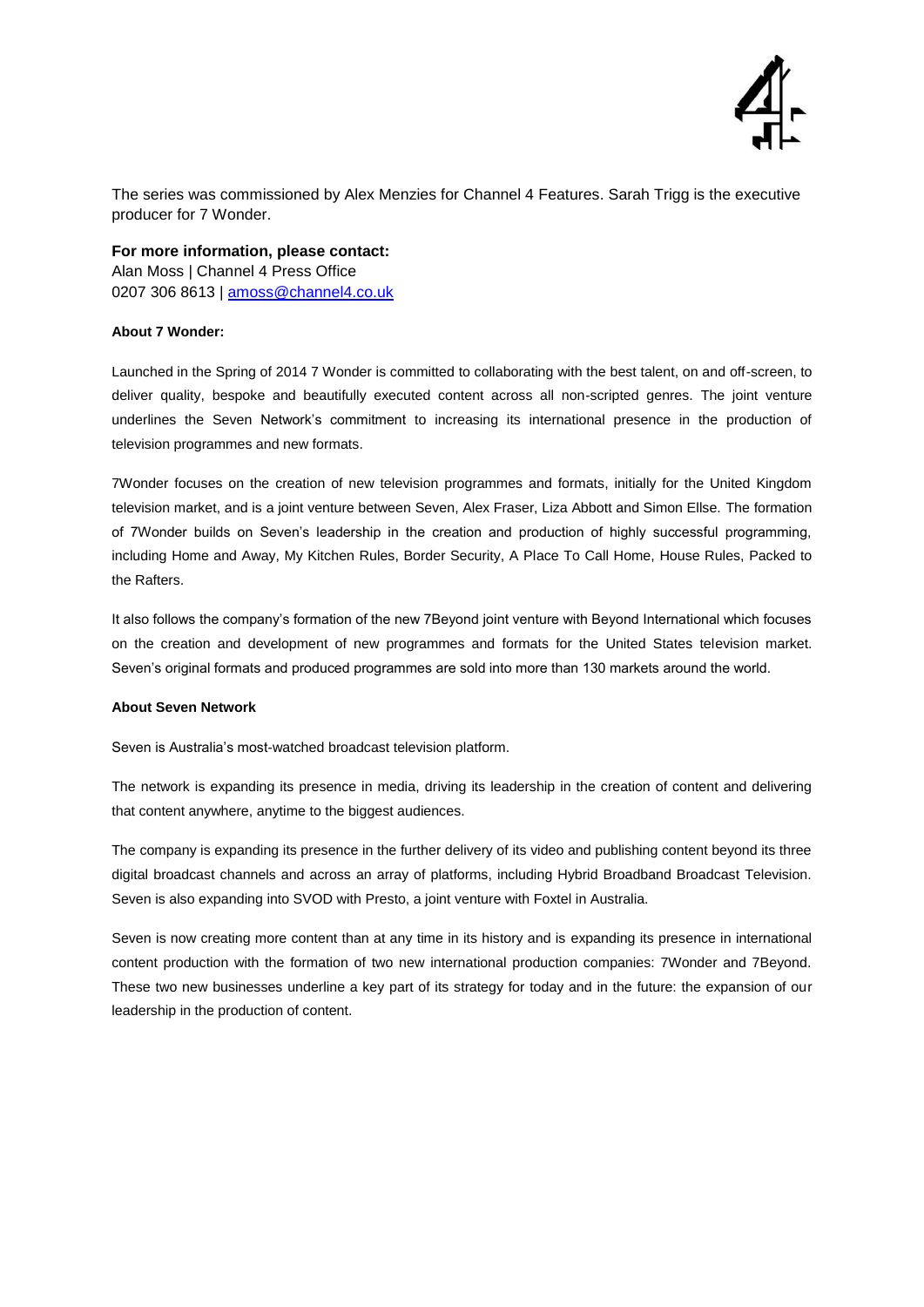The series was commissioned by Alex Menzies for Channel 4 Features. Sarah Trigg is the executive producer for 7 Wonder.

**For more information, please contact:**
Alan Moss | Channel 4 Press Office
0207 306 8613 | amoss@channel4.co.uk

**About 7 Wonder:**

Launched in the Spring of 2014 7 Wonder is committed to collaborating with the best talent, on and off-screen, to deliver quality, bespoke and beautifully executed content across all non-scripted genres. The joint venture underlines the Seven Network's commitment to increasing its international presence in the production of television programmes and new formats.

7Wonder focuses on the creation of new television programmes and formats, initially for the United Kingdom television market, and is a joint venture between Seven, Alex Fraser, Liza Abbott and Simon Ellse. The formation of 7Wonder builds on Seven's leadership in the creation and production of highly successful programming, including Home and Away, My Kitchen Rules, Border Security, A Place To Call Home, House Rules, Packed to the Rafters.

It also follows the company's formation of the new 7Beyond joint venture with Beyond International which focuses on the creation and development of new programmes and formats for the United States television market. Seven's original formats and produced programmes are sold into more than 130 markets around the world.

**About Seven Network**

Seven is Australia's most-watched broadcast television platform.

The network is expanding its presence in media, driving its leadership in the creation of content and delivering that content anywhere, anytime to the biggest audiences.

The company is expanding its presence in the further delivery of its video and publishing content beyond its three digital broadcast channels and across an array of platforms, including Hybrid Broadband Broadcast Television. Seven is also expanding into SVOD with Presto, a joint venture with Foxtel in Australia.

Seven is now creating more content than at any time in its history and is expanding its presence in international content production with the formation of two new international production companies: 7Wonder and 7Beyond. These two new businesses underline a key part of its strategy for today and in the future: the expansion of our leadership in the production of content.